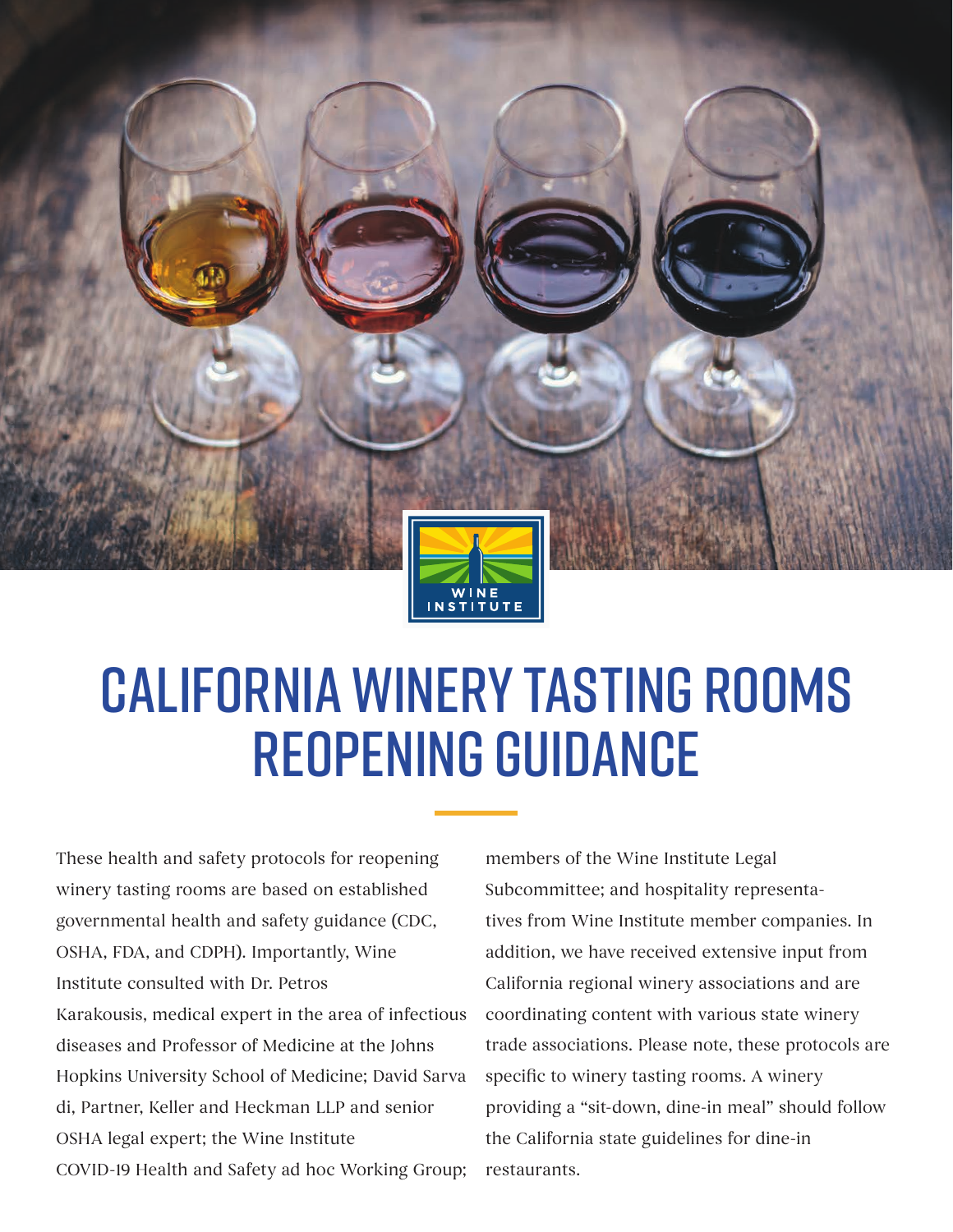# CALIFORNIA WINERY TASTING ROOMS REOPENING GUIDANCE

These health and safety protocols for reopening winery tasting rooms are based on established governmental health and safety guidance (CDC, OSHA, FDA, and CDPH). Importantly, Wine Institute consulted with Dr. Petros Karakousis, medical expert in the area of infectious diseases and Professor of Medicine at the Johns Hopkins University School of Medicine; David Sarvadi, Partner, Keller and Heckman LLP and senior OSHA legal expert; the Wine Institute COVID-19 Health and Safety ad hoc Working Group; members of the Wine Institute Legal Subcommittee; and hospitality representatives from Wine Institute member companies. In addition, we have received extensive input from California regional winery associations and are coordinating content with various state winery trade associations. Please note, these protocols are specific to winery tasting rooms. A winery providing a "sit-down, dine-in meal" should follow the California state guidelines for dine-in restaurants.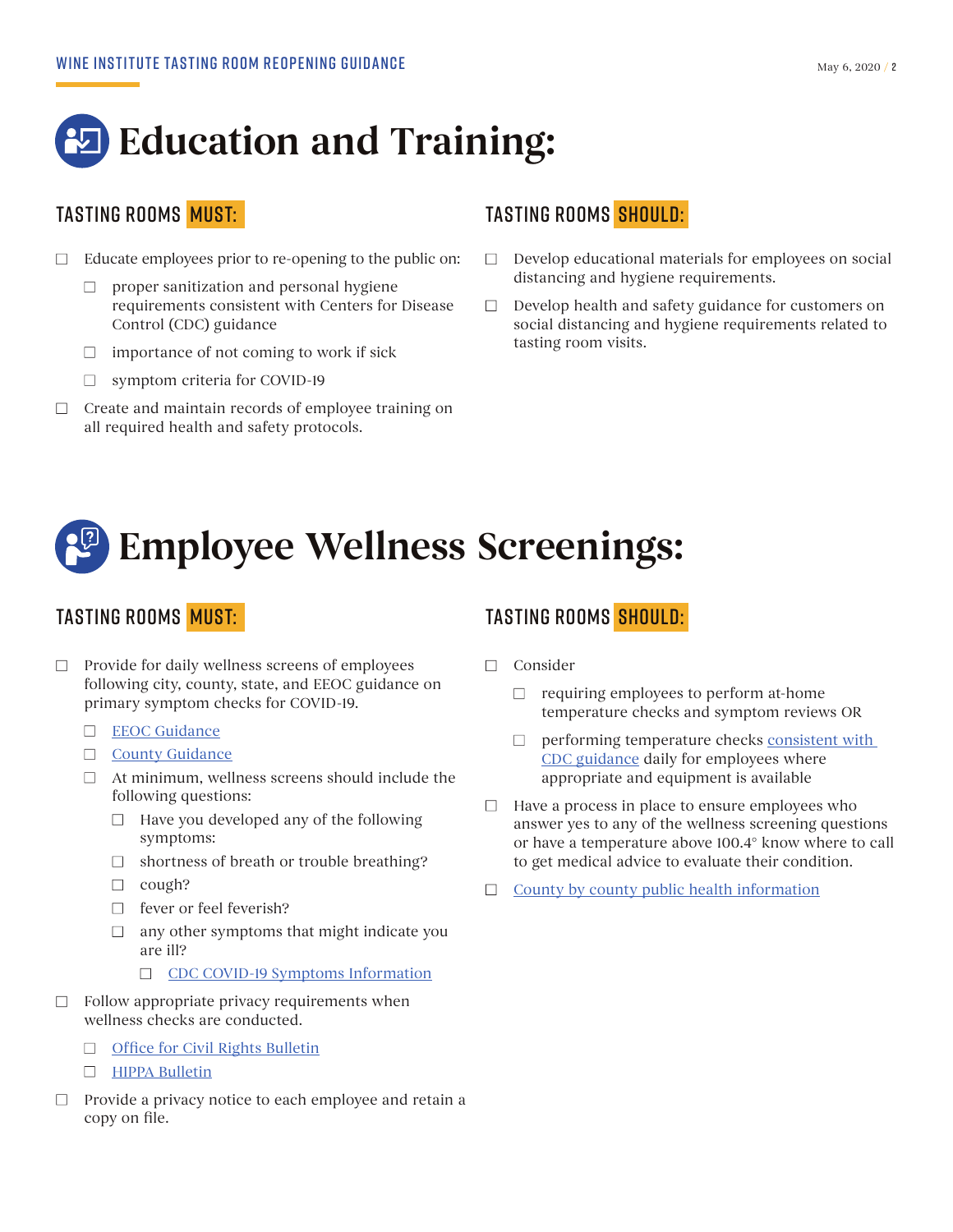# Education and Training:

## TASTING ROOMS MUST:

- Educate employees prior to re-opening to the public on:
  - proper sanitization and personal hygiene requirements consistent with Centers for Disease Control (CDC) guidance
  - importance of not coming to work if sick
  - symptom criteria for COVID-19
- Create and maintain records of employee training on all required health and safety protocols.

## TASTING ROOMS SHOULD:

- Develop educational materials for employees on social distancing and hygiene requirements.
- Develop health and safety guidance for customers on social distancing and hygiene requirements related to tasting room visits.

# Employee Wellness Screenings:

## TASTING ROOMS MUST:

- Provide for daily wellness screens of employees following city, county, state, and EEOC guidance on primary symptom checks for COVID-19.
  - EEOC Guidance
  - County Guidance
  - At minimum, wellness screens should include the following questions:
    - Have you developed any of the following symptoms:
    - shortness of breath or trouble breathing?
    - cough?
    - fever or feel feverish?
    - any other symptoms that might indicate you are ill?
      - CDC COVID-19 Symptoms Information
- Follow appropriate privacy requirements when wellness checks are conducted.
  - Office for Civil Rights Bulletin
  - HIPPA Bulletin
- Provide a privacy notice to each employee and retain a copy on file.

## TASTING ROOMS SHOULD:

- Consider
  - requiring employees to perform at-home temperature checks and symptom reviews OR
  - performing temperature checks consistent with CDC guidance daily for employees where appropriate and equipment is available
- Have a process in place to ensure employees who answer yes to any of the wellness screening questions or have a temperature above 100.4° know where to call to get medical advice to evaluate their condition.
- County by county public health information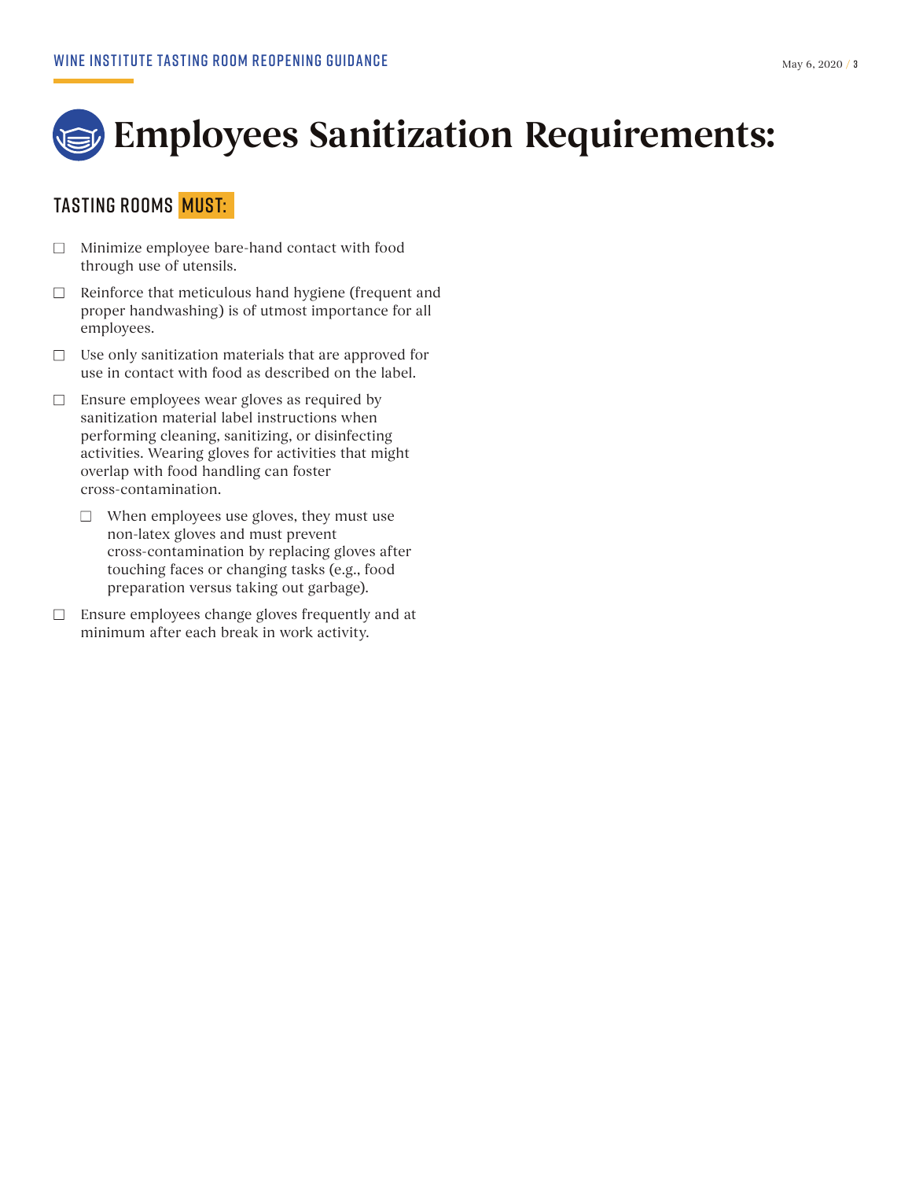# Employees Sanitization Requirements:

## TASTING ROOMS MUST:

- ☐ Minimize employee bare-hand contact with food through use of utensils.
- ☐ Reinforce that meticulous hand hygiene (frequent and proper handwashing) is of utmost importance for all employees.
- ☐ Use only sanitization materials that are approved for use in contact with food as described on the label.
- ☐ Ensure employees wear gloves as required by sanitization material label instructions when performing cleaning, sanitizing, or disinfecting activities. Wearing gloves for activities that might overlap with food handling can foster cross-contamination.
  - ☐ When employees use gloves, they must use non-latex gloves and must prevent cross-contamination by replacing gloves after touching faces or changing tasks (e.g., food preparation versus taking out garbage).
- ☐ Ensure employees change gloves frequently and at minimum after each break in work activity.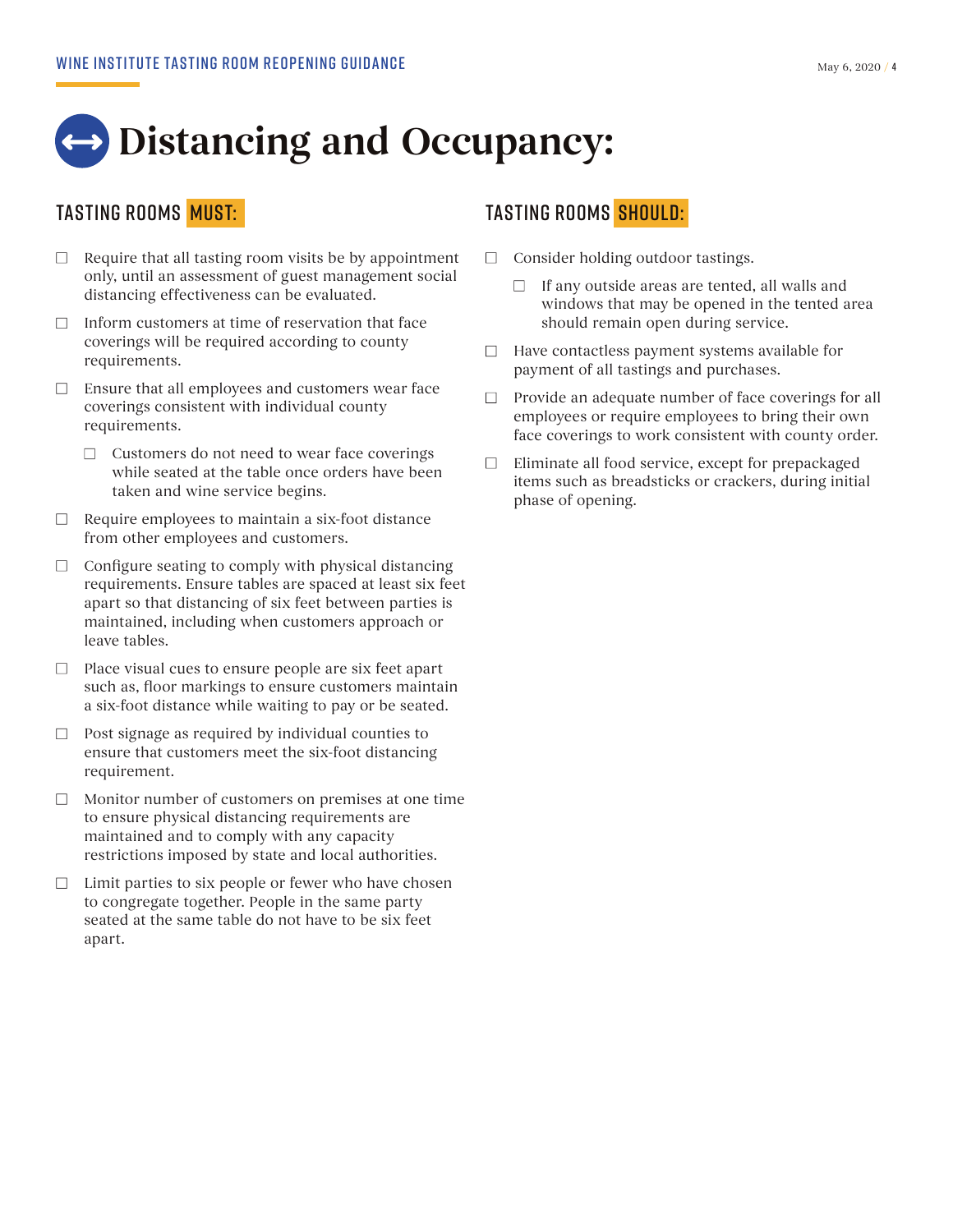# Distancing and Occupancy:

## TASTING ROOMS MUST:

- ☐ Require that all tasting room visits be by appointment only, until an assessment of guest management social distancing effectiveness can be evaluated.
- ☐ Inform customers at time of reservation that face coverings will be required according to county requirements.
- ☐ Ensure that all employees and customers wear face coverings consistent with individual county requirements.
  - ☐ Customers do not need to wear face coverings while seated at the table once orders have been taken and wine service begins.
- ☐ Require employees to maintain a six-foot distance from other employees and customers.
- ☐ Configure seating to comply with physical distancing requirements. Ensure tables are spaced at least six feet apart so that distancing of six feet between parties is maintained, including when customers approach or leave tables.
- ☐ Place visual cues to ensure people are six feet apart such as, floor markings to ensure customers maintain a six-foot distance while waiting to pay or be seated.
- ☐ Post signage as required by individual counties to ensure that customers meet the six-foot distancing requirement.
- ☐ Monitor number of customers on premises at one time to ensure physical distancing requirements are maintained and to comply with any capacity restrictions imposed by state and local authorities.
- ☐ Limit parties to six people or fewer who have chosen to congregate together. People in the same party seated at the same table do not have to be six feet apart.

## TASTING ROOMS SHOULD:

- ☐ Consider holding outdoor tastings.
  - ☐ If any outside areas are tented, all walls and windows that may be opened in the tented area should remain open during service.
- ☐ Have contactless payment systems available for payment of all tastings and purchases.
- ☐ Provide an adequate number of face coverings for all employees or require employees to bring their own face coverings to work consistent with county order.
- ☐ Eliminate all food service, except for prepackaged items such as breadsticks or crackers, during initial phase of opening.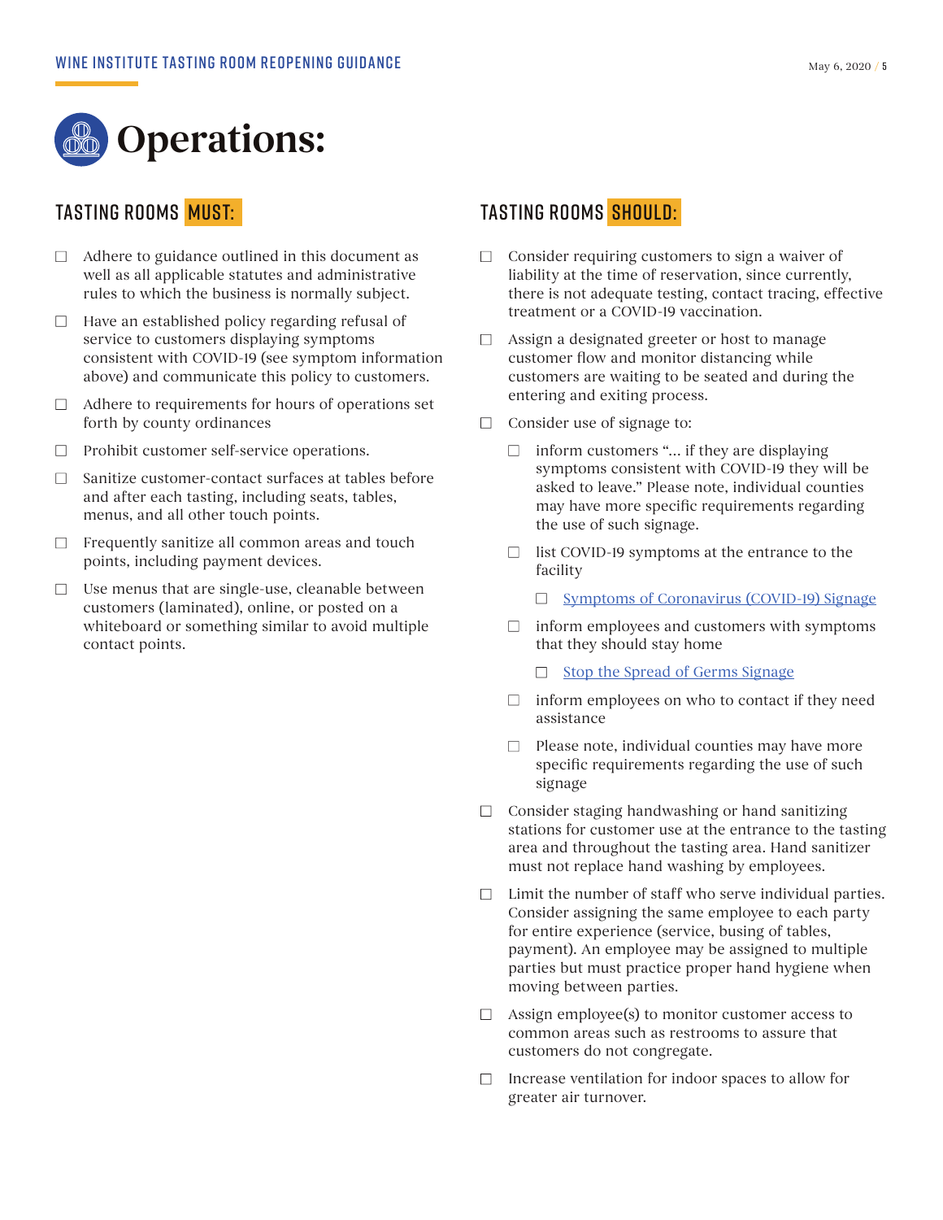# Operations:

## TASTING ROOMS MUST:

- ☐ Adhere to guidance outlined in this document as well as all applicable statutes and administrative rules to which the business is normally subject.
- ☐ Have an established policy regarding refusal of service to customers displaying symptoms consistent with COVID-19 (see symptom information above) and communicate this policy to customers.
- ☐ Adhere to requirements for hours of operations set forth by county ordinances
- ☐ Prohibit customer self-service operations.
- ☐ Sanitize customer-contact surfaces at tables before and after each tasting, including seats, tables, menus, and all other touch points.
- ☐ Frequently sanitize all common areas and touch points, including payment devices.
- ☐ Use menus that are single-use, cleanable between customers (laminated), online, or posted on a whiteboard or something similar to avoid multiple contact points.

## TASTING ROOMS SHOULD:

- ☐ Consider requiring customers to sign a waiver of liability at the time of reservation, since currently, there is not adequate testing, contact tracing, effective treatment or a COVID-19 vaccination.
- ☐ Assign a designated greeter or host to manage customer flow and monitor distancing while customers are waiting to be seated and during the entering and exiting process.
- ☐ Consider use of signage to:
  - ☐ inform customers "… if they are displaying symptoms consistent with COVID-19 they will be asked to leave." Please note, individual counties may have more specific requirements regarding the use of such signage.
  - ☐ list COVID-19 symptoms at the entrance to the facility
    - ☐ Symptoms of Coronavirus (COVID-19) Signage
  - ☐ inform employees and customers with symptoms that they should stay home
    - ☐ Stop the Spread of Germs Signage
  - ☐ inform employees on who to contact if they need assistance
  - ☐ Please note, individual counties may have more specific requirements regarding the use of such signage
- ☐ Consider staging handwashing or hand sanitizing stations for customer use at the entrance to the tasting area and throughout the tasting area. Hand sanitizer must not replace hand washing by employees.
- ☐ Limit the number of staff who serve individual parties. Consider assigning the same employee to each party for entire experience (service, busing of tables, payment). An employee may be assigned to multiple parties but must practice proper hand hygiene when moving between parties.
- ☐ Assign employee(s) to monitor customer access to common areas such as restrooms to assure that customers do not congregate.
- ☐ Increase ventilation for indoor spaces to allow for greater air turnover.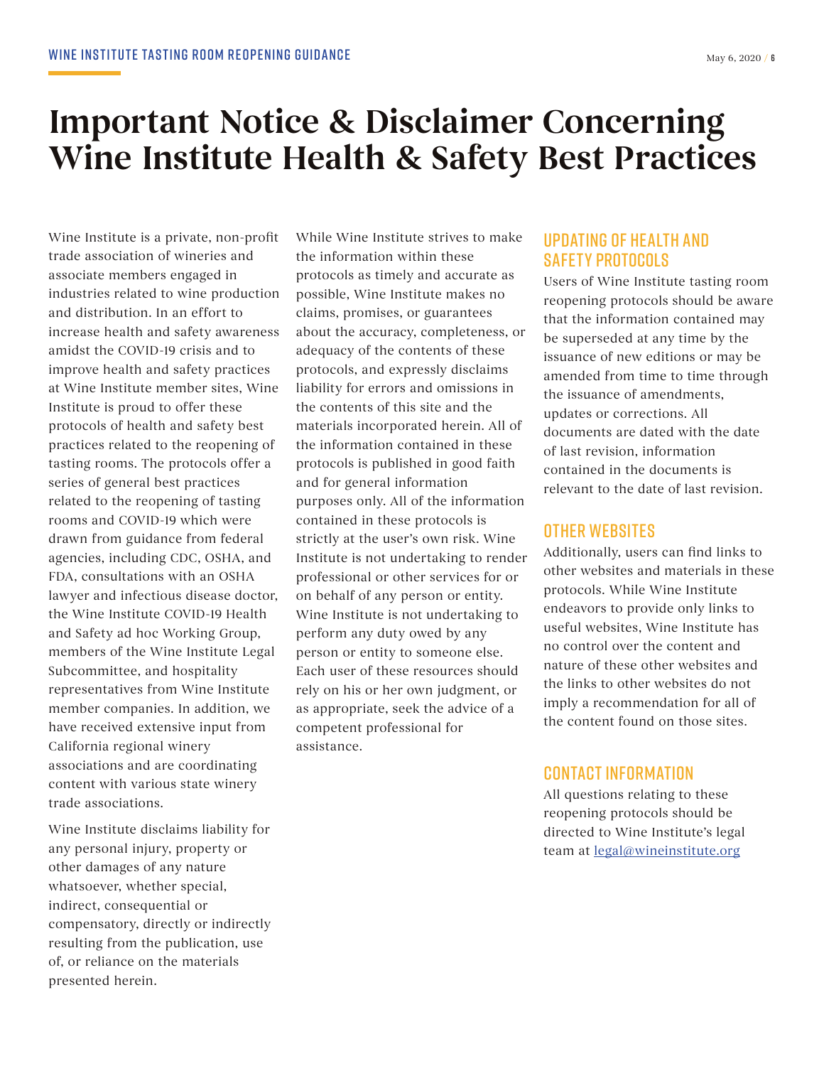# Important Notice & Disclaimer Concerning Wine Institute Health & Safety Best Practices

Wine Institute is a private, non-profit trade association of wineries and associate members engaged in industries related to wine production and distribution. In an effort to increase health and safety awareness amidst the COVID-19 crisis and to improve health and safety practices at Wine Institute member sites, Wine Institute is proud to offer these protocols of health and safety best practices related to the reopening of tasting rooms. The protocols offer a series of general best practices related to the reopening of tasting rooms and COVID-19 which were drawn from guidance from federal agencies, including CDC, OSHA, and FDA, consultations with an OSHA lawyer and infectious disease doctor, the Wine Institute COVID-19 Health and Safety ad hoc Working Group, members of the Wine Institute Legal Subcommittee, and hospitality representatives from Wine Institute member companies. In addition, we have received extensive input from California regional winery associations and are coordinating content with various state winery trade associations.

Wine Institute disclaims liability for any personal injury, property or other damages of any nature whatsoever, whether special, indirect, consequential or compensatory, directly or indirectly resulting from the publication, use of, or reliance on the materials presented herein.

While Wine Institute strives to make the information within these protocols as timely and accurate as possible, Wine Institute makes no claims, promises, or guarantees about the accuracy, completeness, or adequacy of the contents of these protocols, and expressly disclaims liability for errors and omissions in the contents of this site and the materials incorporated herein. All of the information contained in these protocols is published in good faith and for general information purposes only. All of the information contained in these protocols is strictly at the user's own risk. Wine Institute is not undertaking to render professional or other services for or on behalf of any person or entity. Wine Institute is not undertaking to perform any duty owed by any person or entity to someone else. Each user of these resources should rely on his or her own judgment, or as appropriate, seek the advice of a competent professional for assistance.

## UPDATING OF HEALTH AND SAFETY PROTOCOLS

Users of Wine Institute tasting room reopening protocols should be aware that the information contained may be superseded at any time by the issuance of new editions or may be amended from time to time through the issuance of amendments, updates or corrections. All documents are dated with the date of last revision, information contained in the documents is relevant to the date of last revision.

## OTHER WEBSITES

Additionally, users can find links to other websites and materials in these protocols. While Wine Institute endeavors to provide only links to useful websites, Wine Institute has no control over the content and nature of these other websites and the links to other websites do not imply a recommendation for all of the content found on those sites.

## CONTACT INFORMATION

All questions relating to these reopening protocols should be directed to Wine Institute's legal team at legal@wineinstitute.org